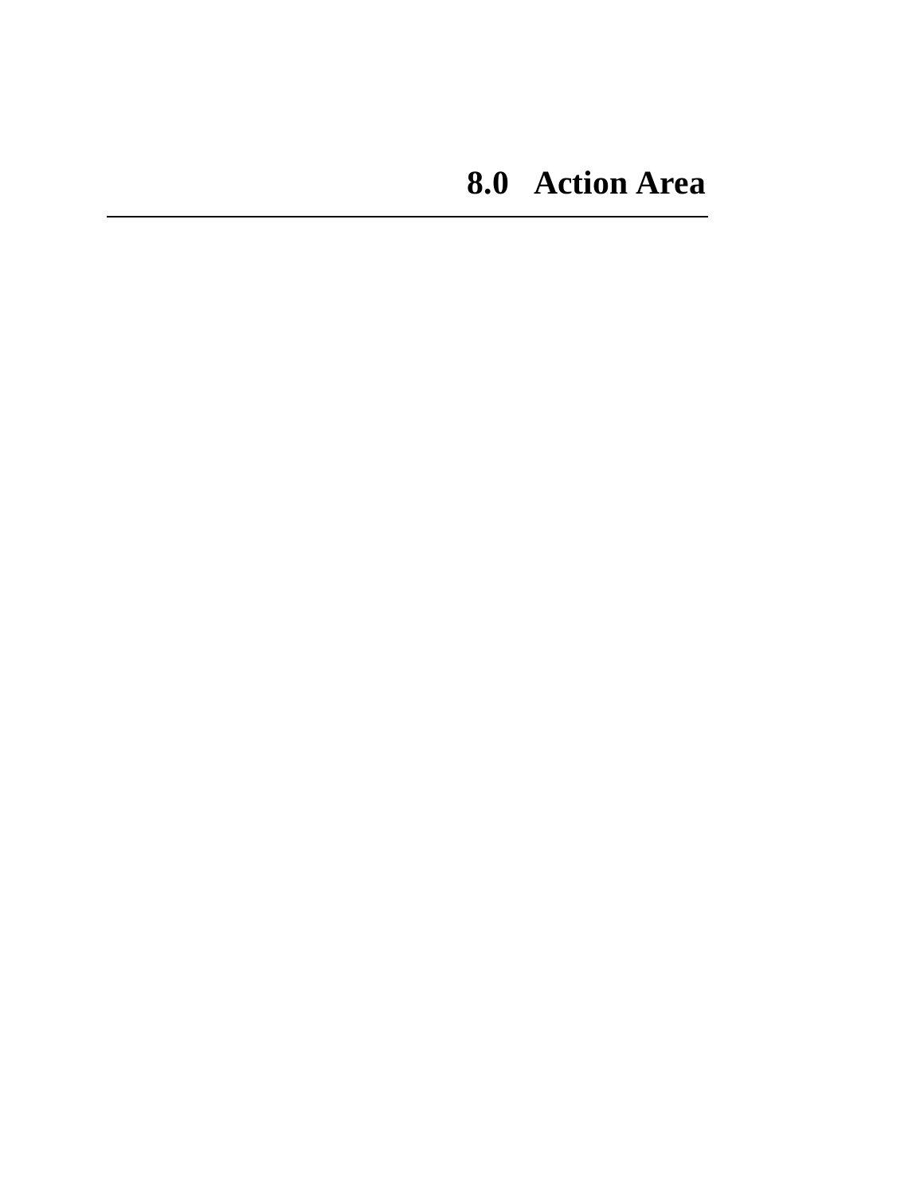# 8.0 Action Area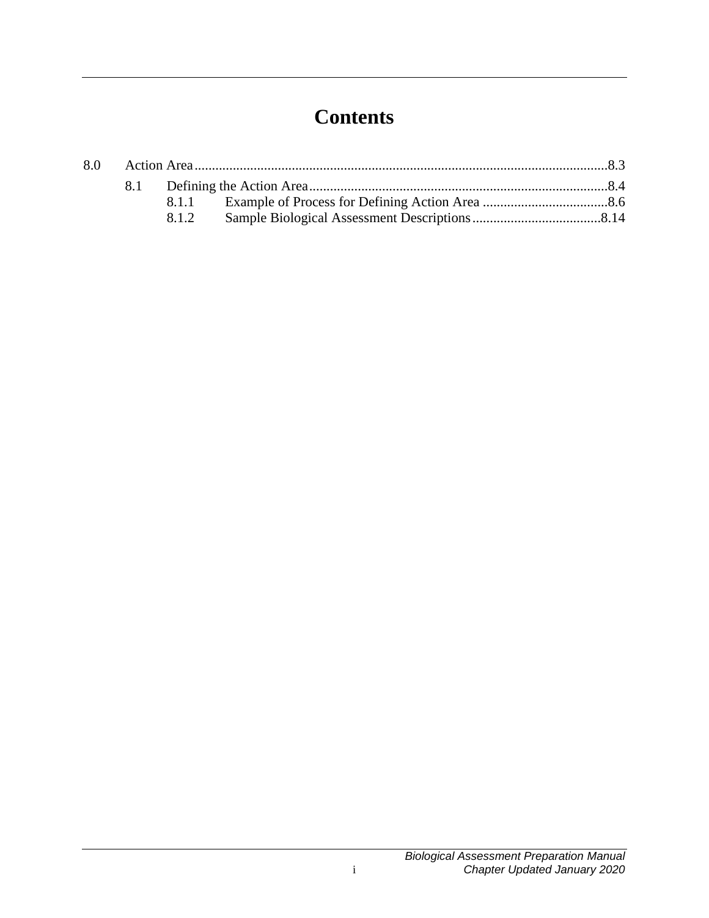# Contents

8.0 Action Area ....................................................................................................................... 8.3

- 8.1 Defining the Action Area ..................................................................................... 8.4
  - 8.1.1 Example of Process for Defining Action Area .................................... 8.6
  - 8.1.2 Sample Biological Assessment Descriptions ..................................... 8.14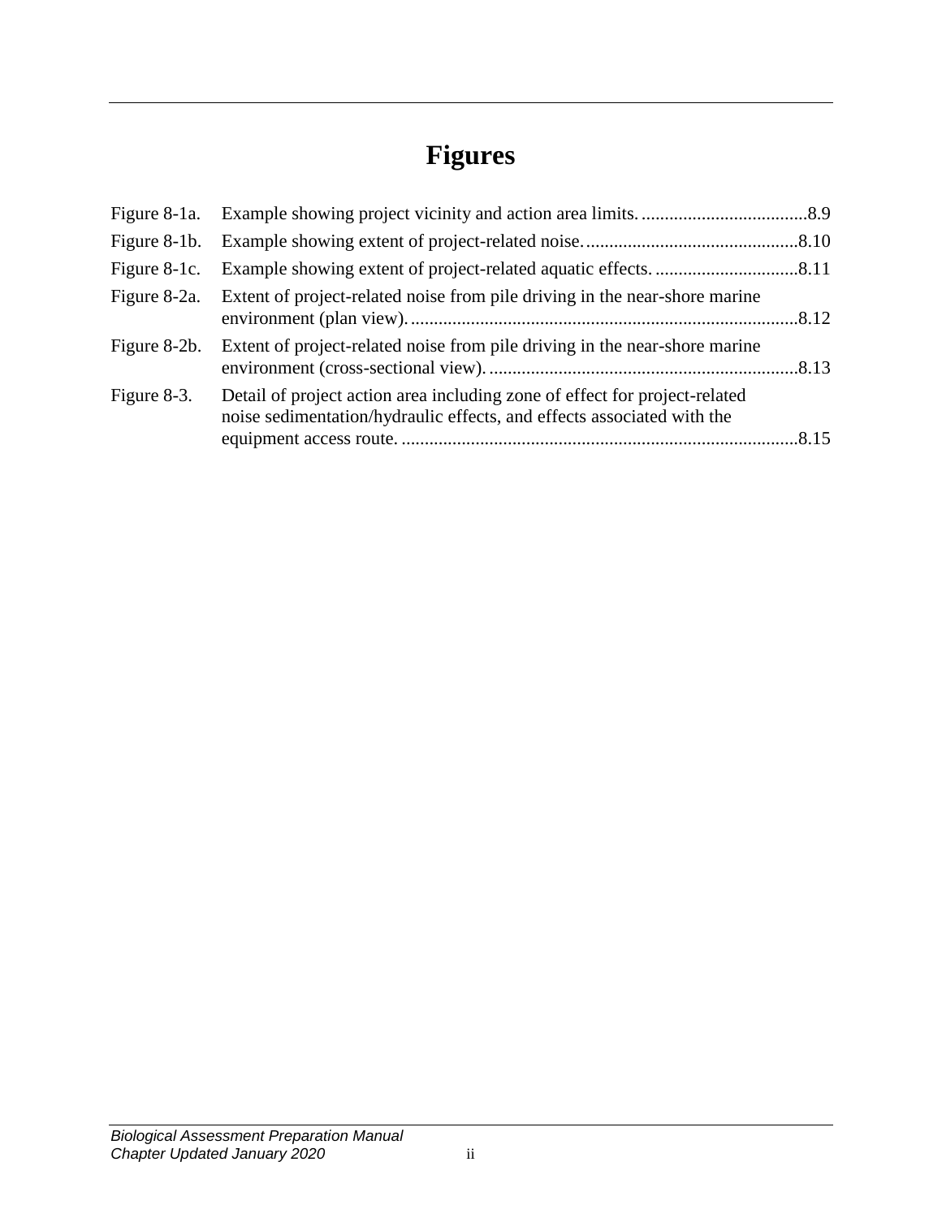# Figures

| | | |
|---|---|---|
| Figure 8-1a. | Example showing project vicinity and action area limits. | 8.9 |
| Figure 8-1b. | Example showing extent of project-related noise. | 8.10 |
| Figure 8-1c. | Example showing extent of project-related aquatic effects. | 8.11 |
| Figure 8-2a. | Extent of project-related noise from pile driving in the near-shore marine environment (plan view). | 8.12 |
| Figure 8-2b. | Extent of project-related noise from pile driving in the near-shore marine environment (cross-sectional view). | 8.13 |
| Figure 8-3. | Detail of project action area including zone of effect for project-related noise sedimentation/hydraulic effects, and effects associated with the equipment access route. | 8.15 |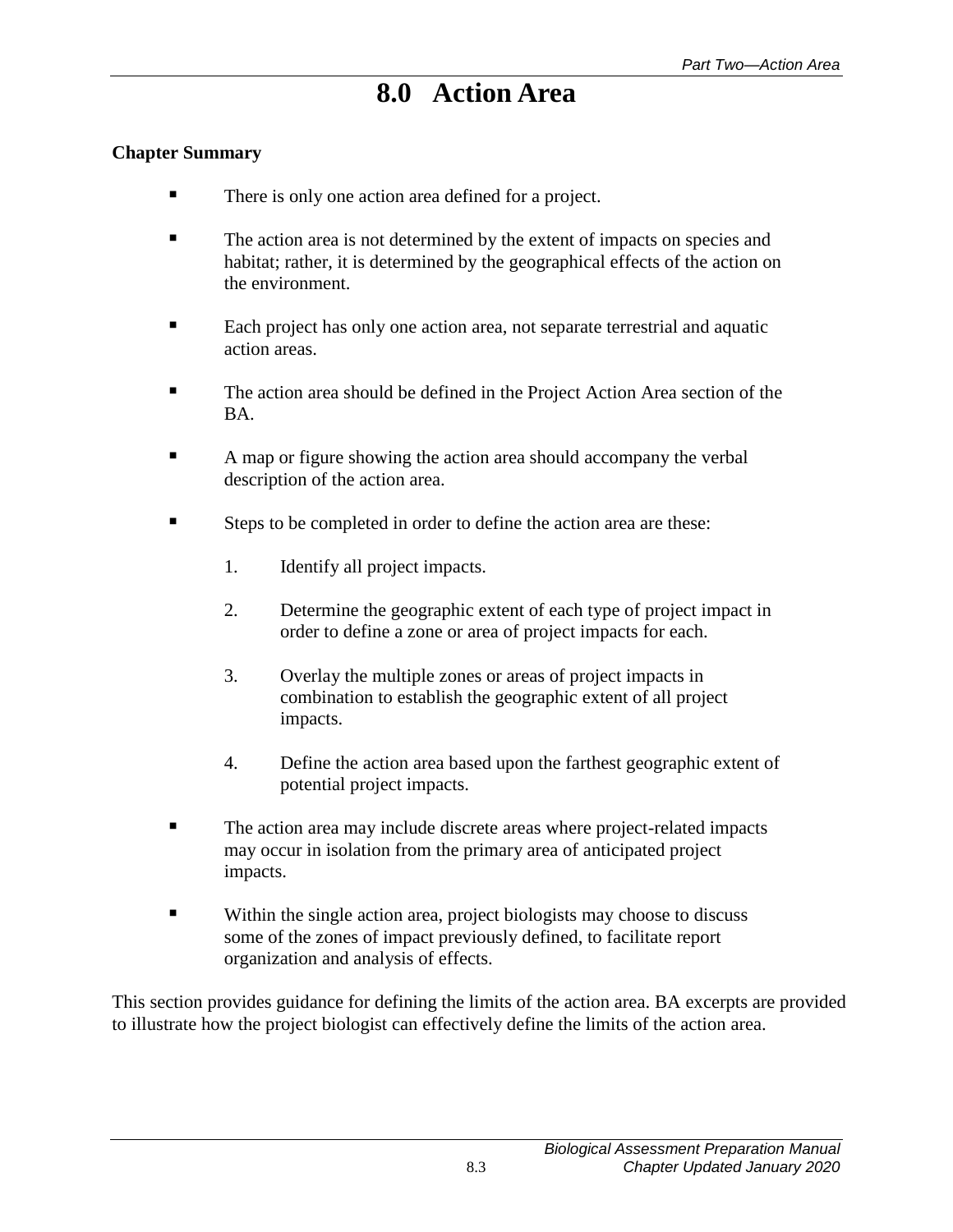# 8.0 Action Area

**Chapter Summary**

- There is only one action area defined for a project.
- The action area is not determined by the extent of impacts on species and habitat; rather, it is determined by the geographical effects of the action on the environment.
- Each project has only one action area, not separate terrestrial and aquatic action areas.
- The action area should be defined in the Project Action Area section of the BA.
- A map or figure showing the action area should accompany the verbal description of the action area.
- Steps to be completed in order to define the action area are these:
  1. Identify all project impacts.
  2. Determine the geographic extent of each type of project impact in order to define a zone or area of project impacts for each.
  3. Overlay the multiple zones or areas of project impacts in combination to establish the geographic extent of all project impacts.
  4. Define the action area based upon the farthest geographic extent of potential project impacts.
- The action area may include discrete areas where project-related impacts may occur in isolation from the primary area of anticipated project impacts.
- Within the single action area, project biologists may choose to discuss some of the zones of impact previously defined, to facilitate report organization and analysis of effects.

This section provides guidance for defining the limits of the action area. BA excerpts are provided to illustrate how the project biologist can effectively define the limits of the action area.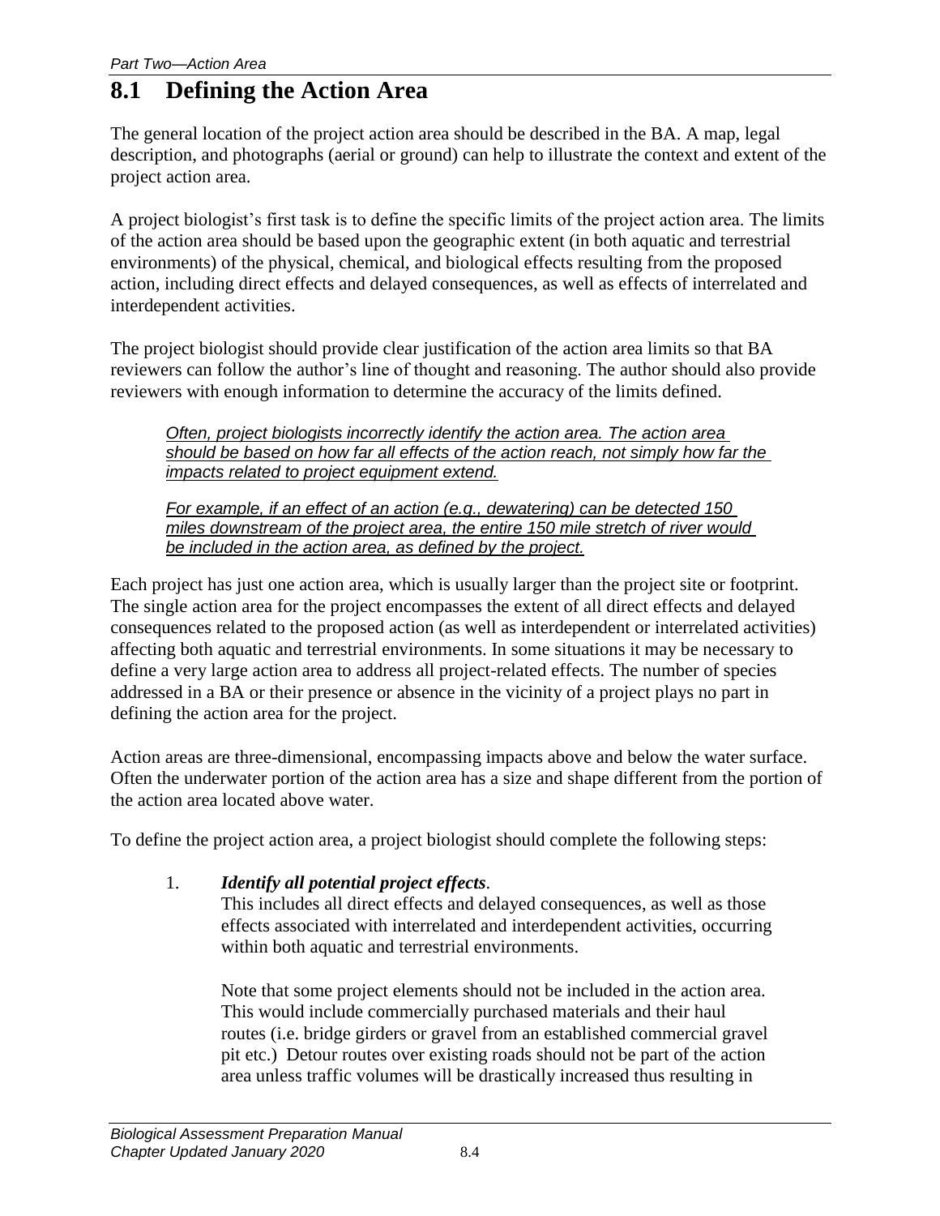# 8.1 Defining the Action Area

The general location of the project action area should be described in the BA. A map, legal description, and photographs (aerial or ground) can help to illustrate the context and extent of the project action area.

A project biologist's first task is to define the specific limits of the project action area. The limits of the action area should be based upon the geographic extent (in both aquatic and terrestrial environments) of the physical, chemical, and biological effects resulting from the proposed action, including direct effects and delayed consequences, as well as effects of interrelated and interdependent activities.

The project biologist should provide clear justification of the action area limits so that BA reviewers can follow the author's line of thought and reasoning. The author should also provide reviewers with enough information to determine the accuracy of the limits defined.

> *Often, project biologists incorrectly identify the action area. The action area should be based on how far all effects of the action reach, not simply how far the impacts related to project equipment extend.*
>
> *For example, if an effect of an action (e.g., dewatering) can be detected 150 miles downstream of the project area, the entire 150 mile stretch of river would be included in the action area, as defined by the project.*

Each project has just one action area, which is usually larger than the project site or footprint. The single action area for the project encompasses the extent of all direct effects and delayed consequences related to the proposed action (as well as interdependent or interrelated activities) affecting both aquatic and terrestrial environments. In some situations it may be necessary to define a very large action area to address all project-related effects. The number of species addressed in a BA or their presence or absence in the vicinity of a project plays no part in defining the action area for the project.

Action areas are three-dimensional, encompassing impacts above and below the water surface. Often the underwater portion of the action area has a size and shape different from the portion of the action area located above water.

To define the project action area, a project biologist should complete the following steps:

1. ***Identify all potential project effects*.**
   This includes all direct effects and delayed consequences, as well as those effects associated with interrelated and interdependent activities, occurring within both aquatic and terrestrial environments.

   Note that some project elements should not be included in the action area. This would include commercially purchased materials and their haul routes (i.e. bridge girders or gravel from an established commercial gravel pit etc.) Detour routes over existing roads should not be part of the action area unless traffic volumes will be drastically increased thus resulting in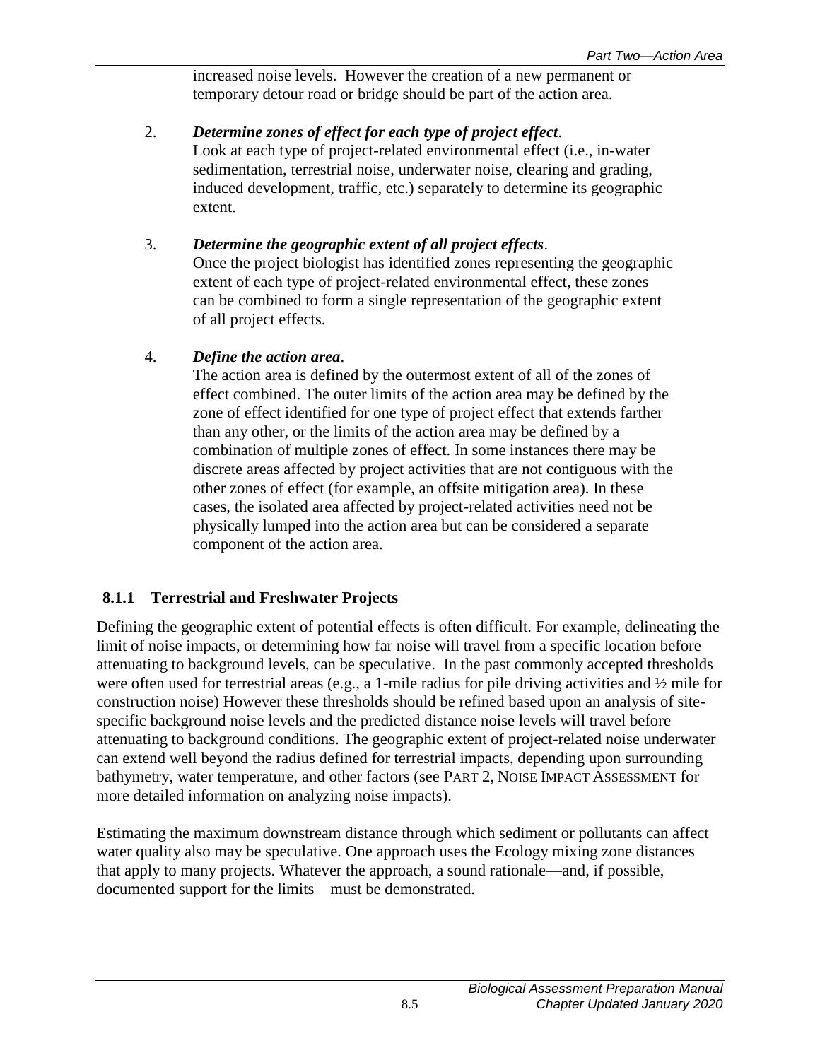increased noise levels. However the creation of a new permanent or temporary detour road or bridge should be part of the action area.

2. ***Determine zones of effect for each type of project effect*.**
   Look at each type of project-related environmental effect (i.e., in-water sedimentation, terrestrial noise, underwater noise, clearing and grading, induced development, traffic, etc.) separately to determine its geographic extent.

3. ***Determine the geographic extent of all project effects*.**
   Once the project biologist has identified zones representing the geographic extent of each type of project-related environmental effect, these zones can be combined to form a single representation of the geographic extent of all project effects.

4. ***Define the action area*.**
   The action area is defined by the outermost extent of all of the zones of effect combined. The outer limits of the action area may be defined by the zone of effect identified for one type of project effect that extends farther than any other, or the limits of the action area may be defined by a combination of multiple zones of effect. In some instances there may be discrete areas affected by project activities that are not contiguous with the other zones of effect (for example, an offsite mitigation area). In these cases, the isolated area affected by project-related activities need not be physically lumped into the action area but can be considered a separate component of the action area.

### 8.1.1 Terrestrial and Freshwater Projects

Defining the geographic extent of potential effects is often difficult. For example, delineating the limit of noise impacts, or determining how far noise will travel from a specific location before attenuating to background levels, can be speculative. In the past commonly accepted thresholds were often used for terrestrial areas (e.g., a 1-mile radius for pile driving activities and ½ mile for construction noise) However these thresholds should be refined based upon an analysis of site-specific background noise levels and the predicted distance noise levels will travel before attenuating to background conditions. The geographic extent of project-related noise underwater can extend well beyond the radius defined for terrestrial impacts, depending upon surrounding bathymetry, water temperature, and other factors (see PART 2, NOISE IMPACT ASSESSMENT for more detailed information on analyzing noise impacts).

Estimating the maximum downstream distance through which sediment or pollutants can affect water quality also may be speculative. One approach uses the Ecology mixing zone distances that apply to many projects. Whatever the approach, a sound rationale—and, if possible, documented support for the limits—must be demonstrated.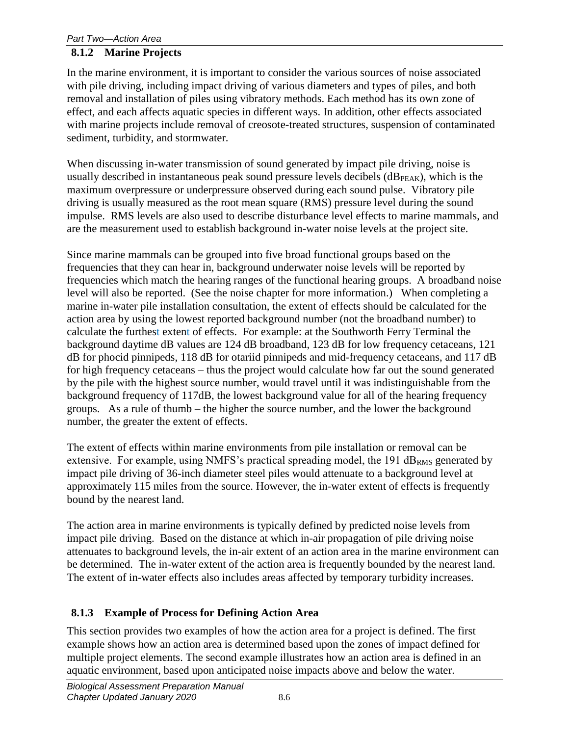### 8.1.2 Marine Projects

In the marine environment, it is important to consider the various sources of noise associated with pile driving, including impact driving of various diameters and types of piles, and both removal and installation of piles using vibratory methods. Each method has its own zone of effect, and each affects aquatic species in different ways. In addition, other effects associated with marine projects include removal of creosote-treated structures, suspension of contaminated sediment, turbidity, and stormwater.

When discussing in-water transmission of sound generated by impact pile driving, noise is usually described in instantaneous peak sound pressure levels decibels ($dB_{PEAK}$), which is the maximum overpressure or underpressure observed during each sound pulse. Vibratory pile driving is usually measured as the root mean square (RMS) pressure level during the sound impulse. RMS levels are also used to describe disturbance level effects to marine mammals, and are the measurement used to establish background in-water noise levels at the project site.

Since marine mammals can be grouped into five broad functional groups based on the frequencies that they can hear in, background underwater noise levels will be reported by frequencies which match the hearing ranges of the functional hearing groups. A broadband noise level will also be reported. (See the noise chapter for more information.) When completing a marine in-water pile installation consultation, the extent of effects should be calculated for the action area by using the lowest reported background number (not the broadband number) to calculate the furthest extent of effects. For example: at the Southworth Ferry Terminal the background daytime dB values are 124 dB broadband, 123 dB for low frequency cetaceans, 121 dB for phocid pinnipeds, 118 dB for otariid pinnipeds and mid-frequency cetaceans, and 117 dB for high frequency cetaceans – thus the project would calculate how far out the sound generated by the pile with the highest source number, would travel until it was indistinguishable from the background frequency of 117dB, the lowest background value for all of the hearing frequency groups. As a rule of thumb – the higher the source number, and the lower the background number, the greater the extent of effects.

The extent of effects within marine environments from pile installation or removal can be extensive. For example, using NMFS's practical spreading model, the 191 $dB_{RMS}$ generated by impact pile driving of 36-inch diameter steel piles would attenuate to a background level at approximately 115 miles from the source. However, the in-water extent of effects is frequently bound by the nearest land.

The action area in marine environments is typically defined by predicted noise levels from impact pile driving. Based on the distance at which in-air propagation of pile driving noise attenuates to background levels, the in-air extent of an action area in the marine environment can be determined. The in-water extent of the action area is frequently bounded by the nearest land. The extent of in-water effects also includes areas affected by temporary turbidity increases.

### 8.1.3 Example of Process for Defining Action Area

This section provides two examples of how the action area for a project is defined. The first example shows how an action area is determined based upon the zones of impact defined for multiple project elements. The second example illustrates how an action area is defined in an aquatic environment, based upon anticipated noise impacts above and below the water.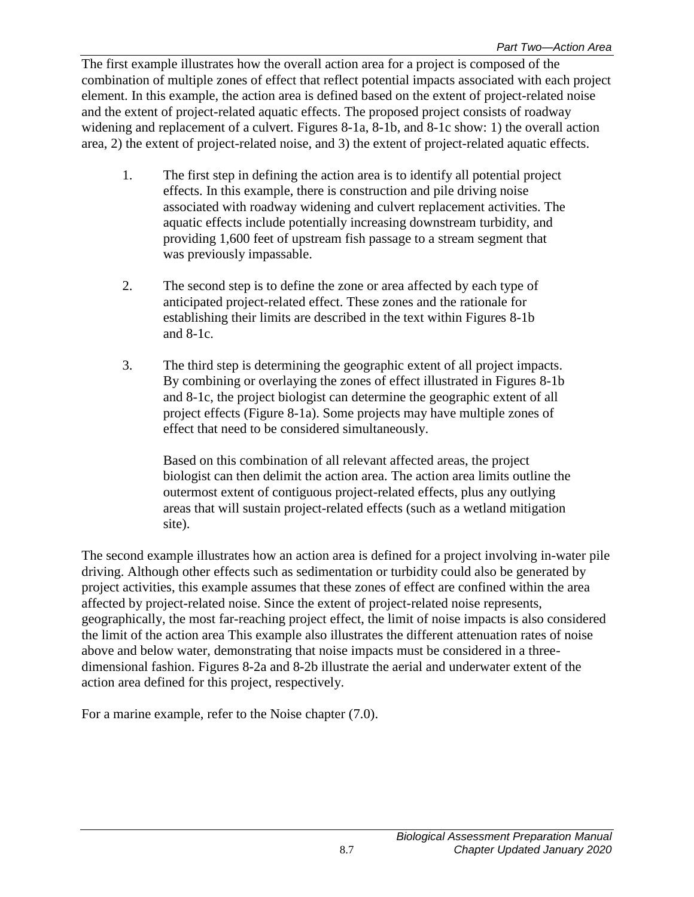The first example illustrates how the overall action area for a project is composed of the combination of multiple zones of effect that reflect potential impacts associated with each project element. In this example, the action area is defined based on the extent of project-related noise and the extent of project-related aquatic effects. The proposed project consists of roadway widening and replacement of a culvert. Figures 8-1a, 8-1b, and 8-1c show: 1) the overall action area, 2) the extent of project-related noise, and 3) the extent of project-related aquatic effects.

1. The first step in defining the action area is to identify all potential project effects. In this example, there is construction and pile driving noise associated with roadway widening and culvert replacement activities. The aquatic effects include potentially increasing downstream turbidity, and providing 1,600 feet of upstream fish passage to a stream segment that was previously impassable.

2. The second step is to define the zone or area affected by each type of anticipated project-related effect. These zones and the rationale for establishing their limits are described in the text within Figures 8-1b and 8-1c.

3. The third step is determining the geographic extent of all project impacts. By combining or overlaying the zones of effect illustrated in Figures 8-1b and 8-1c, the project biologist can determine the geographic extent of all project effects (Figure 8-1a). Some projects may have multiple zones of effect that need to be considered simultaneously.

   Based on this combination of all relevant affected areas, the project biologist can then delimit the action area. The action area limits outline the outermost extent of contiguous project-related effects, plus any outlying areas that will sustain project-related effects (such as a wetland mitigation site).

The second example illustrates how an action area is defined for a project involving in-water pile driving. Although other effects such as sedimentation or turbidity could also be generated by project activities, this example assumes that these zones of effect are confined within the area affected by project-related noise. Since the extent of project-related noise represents, geographically, the most far-reaching project effect, the limit of noise impacts is also considered the limit of the action area This example also illustrates the different attenuation rates of noise above and below water, demonstrating that noise impacts must be considered in a three-dimensional fashion. Figures 8-2a and 8-2b illustrate the aerial and underwater extent of the action area defined for this project, respectively.

For a marine example, refer to the Noise chapter (7.0).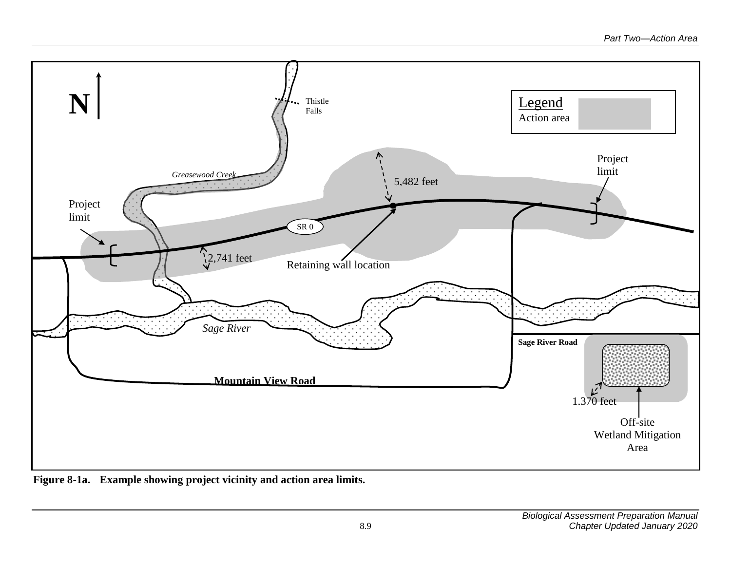N

Thistle Falls

Legend
Action area

Project limit

Greasewood Creek

5,482 feet

Project limit

SR 0

2,741 feet

Retaining wall location

Sage River

Sage River Road

Mountain View Road

1,370 feet

Off-site Wetland Mitigation Area

**Figure 8-1a. Example showing project vicinity and action area limits.**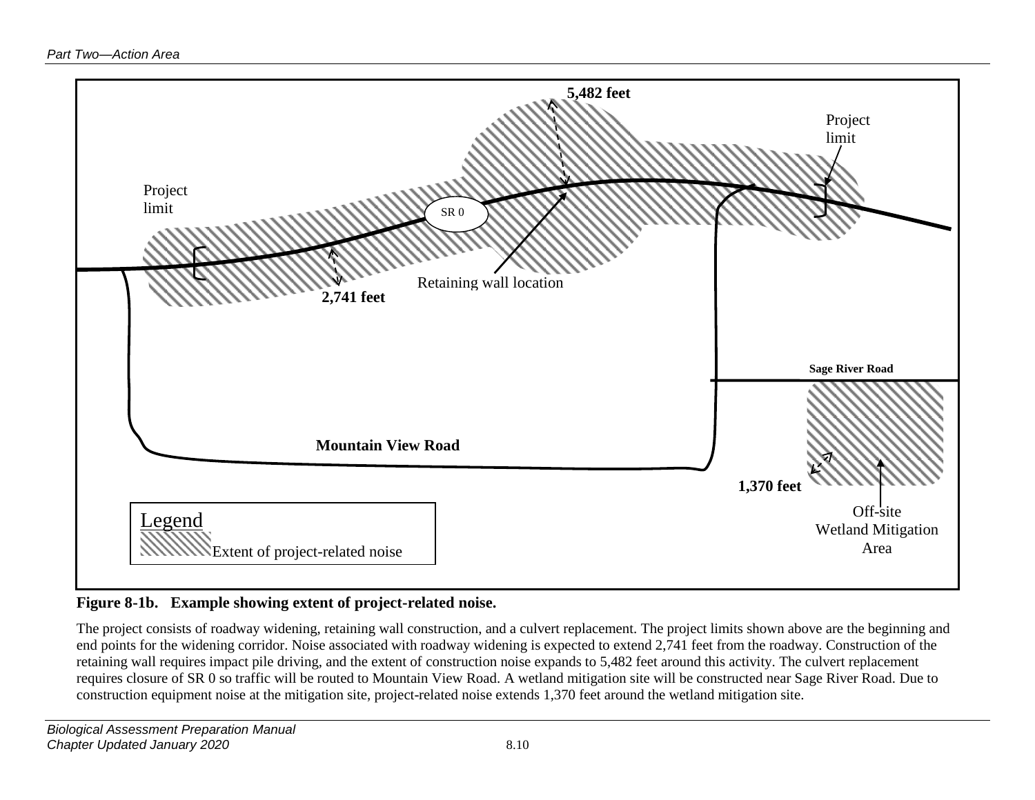**Figure 8-1b. Example showing extent of project-related noise.**

The project consists of roadway widening, retaining wall construction, and a culvert replacement. The project limits shown above are the beginning and end points for the widening corridor. Noise associated with roadway widening is expected to extend 2,741 feet from the roadway. Construction of the retaining wall requires impact pile driving, and the extent of construction noise expands to 5,482 feet around this activity. The culvert replacement requires closure of SR 0 so traffic will be routed to Mountain View Road. A wetland mitigation site will be constructed near Sage River Road. Due to construction equipment noise at the mitigation site, project-related noise extends 1,370 feet around the wetland mitigation site.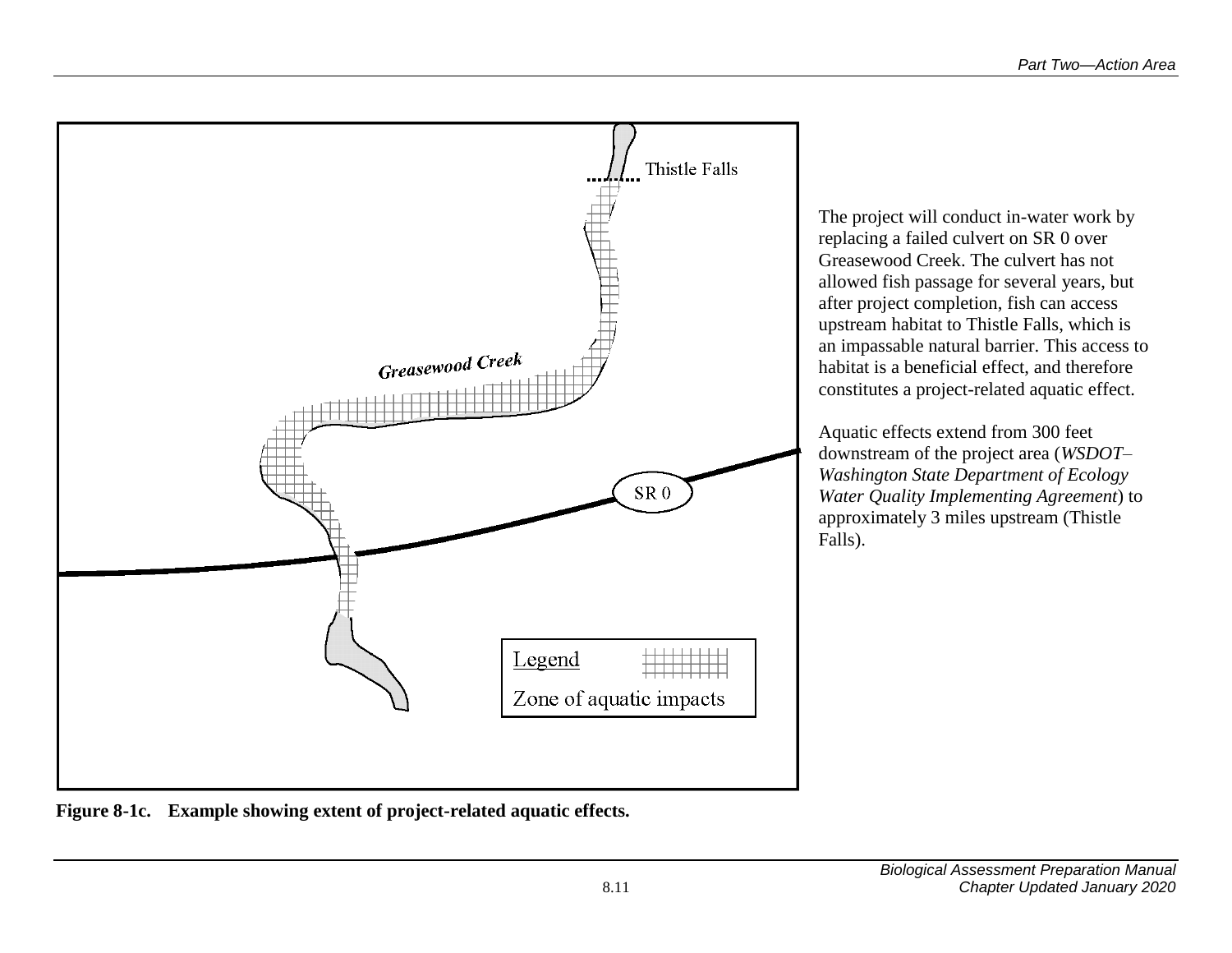The project will conduct in-water work by replacing a failed culvert on SR 0 over Greasewood Creek. The culvert has not allowed fish passage for several years, but after project completion, fish can access upstream habitat to Thistle Falls, which is an impassable natural barrier. This access to habitat is a beneficial effect, and therefore constitutes a project-related aquatic effect.

Aquatic effects extend from 300 feet downstream of the project area (*WSDOT–Washington State Department of Ecology Water Quality Implementing Agreement*) to approximately 3 miles upstream (Thistle Falls).

**Figure 8-1c. Example showing extent of project-related aquatic effects.**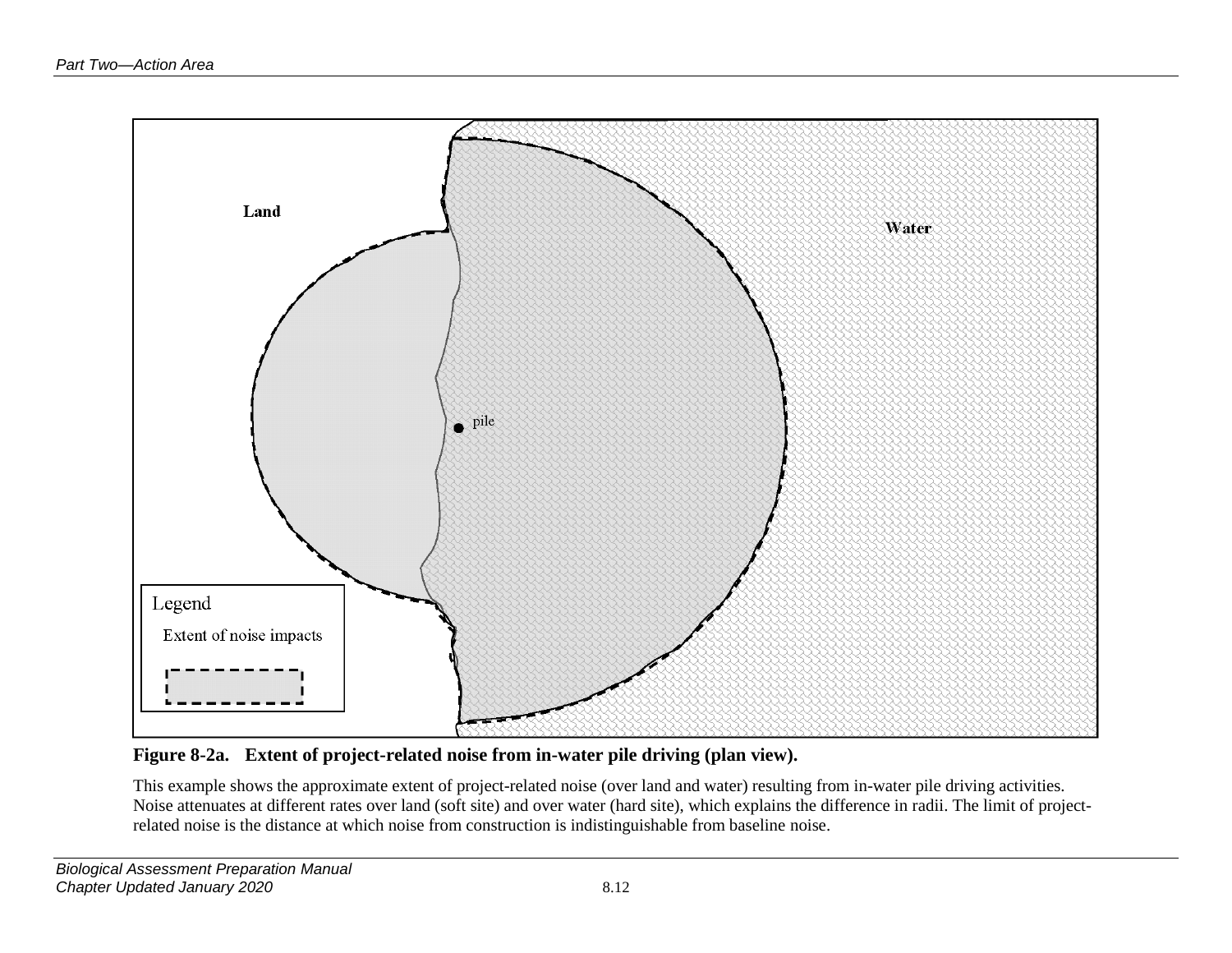**Figure 8-2a. Extent of project-related noise from in-water pile driving (plan view).**

This example shows the approximate extent of project-related noise (over land and water) resulting from in-water pile driving activities. Noise attenuates at different rates over land (soft site) and over water (hard site), which explains the difference in radii. The limit of project-related noise is the distance at which noise from construction is indistinguishable from baseline noise.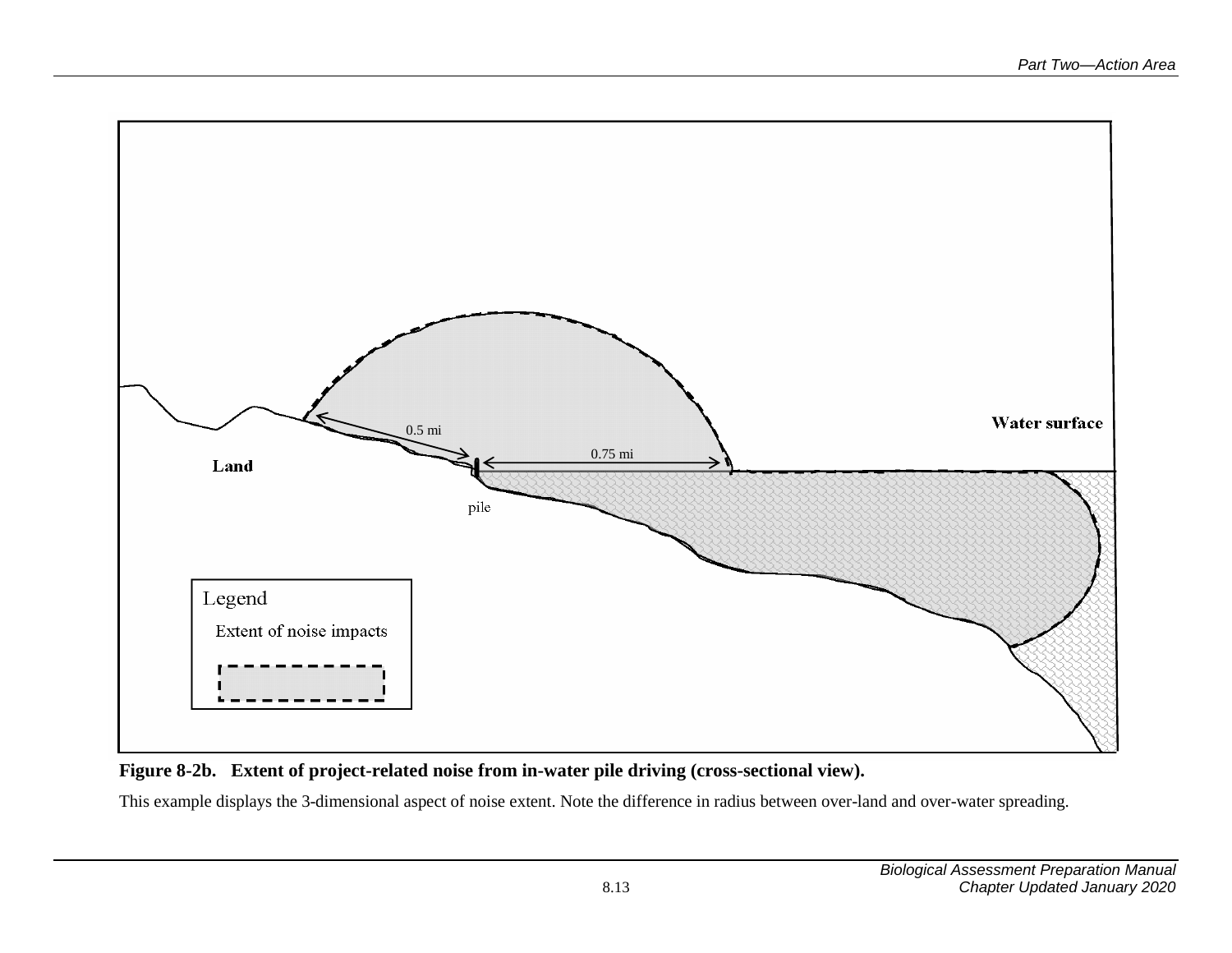**Figure 8-2b. Extent of project-related noise from in-water pile driving (cross-sectional view).**

This example displays the 3-dimensional aspect of noise extent. Note the difference in radius between over-land and over-water spreading.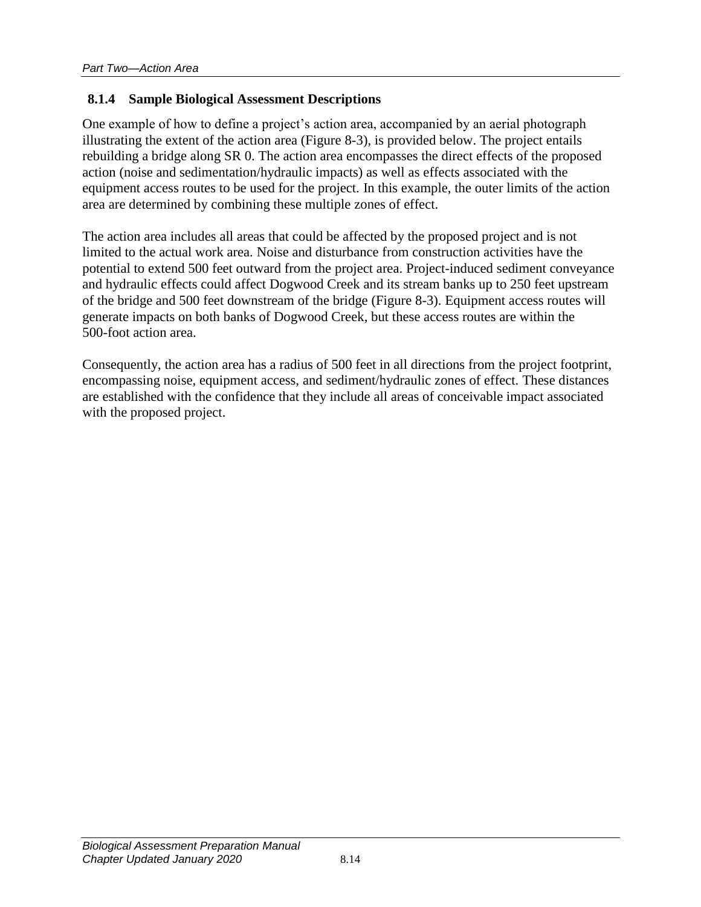### 8.1.4 Sample Biological Assessment Descriptions

One example of how to define a project's action area, accompanied by an aerial photograph illustrating the extent of the action area (Figure 8-3), is provided below. The project entails rebuilding a bridge along SR 0. The action area encompasses the direct effects of the proposed action (noise and sedimentation/hydraulic impacts) as well as effects associated with the equipment access routes to be used for the project. In this example, the outer limits of the action area are determined by combining these multiple zones of effect.

The action area includes all areas that could be affected by the proposed project and is not limited to the actual work area. Noise and disturbance from construction activities have the potential to extend 500 feet outward from the project area. Project-induced sediment conveyance and hydraulic effects could affect Dogwood Creek and its stream banks up to 250 feet upstream of the bridge and 500 feet downstream of the bridge (Figure 8-3). Equipment access routes will generate impacts on both banks of Dogwood Creek, but these access routes are within the 500-foot action area.

Consequently, the action area has a radius of 500 feet in all directions from the project footprint, encompassing noise, equipment access, and sediment/hydraulic zones of effect. These distances are established with the confidence that they include all areas of conceivable impact associated with the proposed project.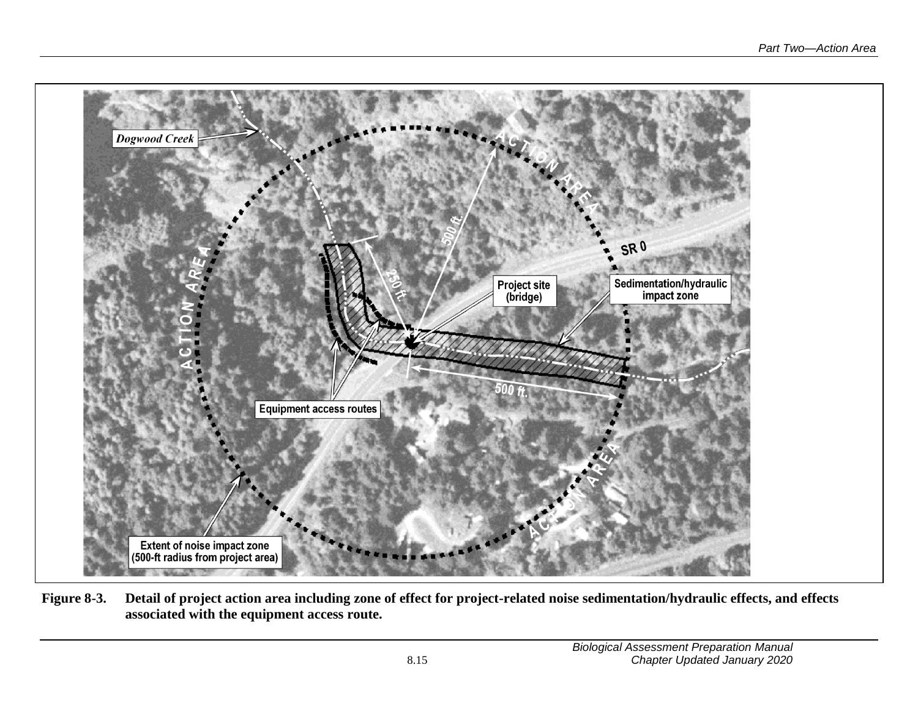Dogwood Creek

ACTION AREA

500 ft.

250 ft.

SR 0

Project site (bridge)

Sedimentation/hydraulic impact zone

500 ft.

Equipment access routes

Extent of noise impact zone (500-ft radius from project area)

**Figure 8-3. Detail of project action area including zone of effect for project-related noise sedimentation/hydraulic effects, and effects associated with the equipment access route.**